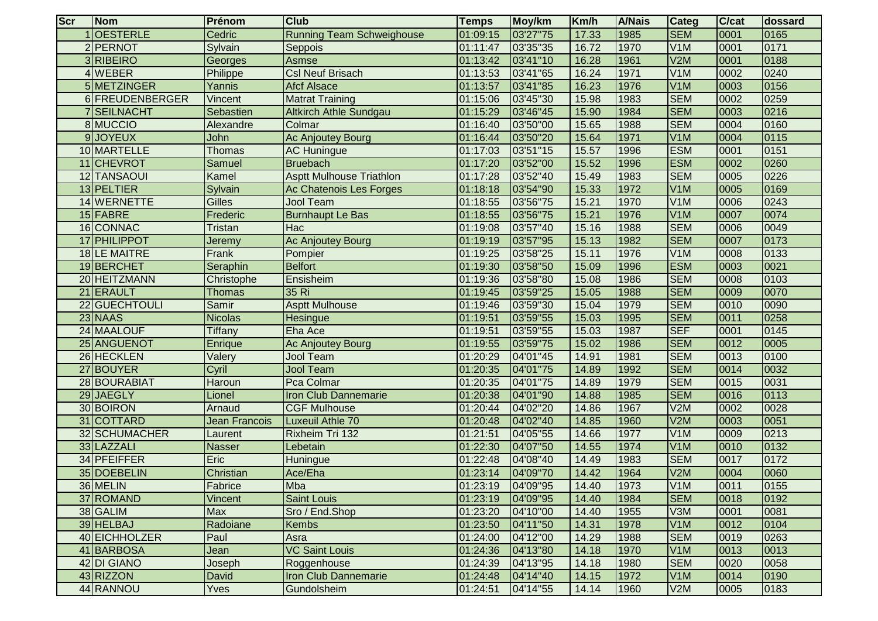| Scr | Nom | Prénom | Club | Temps | Moy/km | Km/h | A/Nais | Categ | C/cat | dossard |
|---|---|---|---|---|---|---|---|---|---|---|
| 1 | OESTERLE | Cedric | Running Team Schweighouse | 01:09:15 | 03'27"75 | 17.33 | 1985 | SEM | 0001 | 0165 |
| 2 | PERNOT | Sylvain | Seppois | 01:11:47 | 03'35"35 | 16.72 | 1970 | V1M | 0001 | 0171 |
| 3 | RIBEIRO | Georges | Asmse | 01:13:42 | 03'41"10 | 16.28 | 1961 | V2M | 0001 | 0188 |
| 4 | WEBER | Philippe | Csl Neuf Brisach | 01:13:53 | 03'41"65 | 16.24 | 1971 | V1M | 0002 | 0240 |
| 5 | METZINGER | Yannis | Afcf Alsace | 01:13:57 | 03'41"85 | 16.23 | 1976 | V1M | 0003 | 0156 |
| 6 | FREUDENBERGER | Vincent | Matrat Training | 01:15:06 | 03'45"30 | 15.98 | 1983 | SEM | 0002 | 0259 |
| 7 | SEILNACHT | Sebastien | Altkirch Athle Sundgau | 01:15:29 | 03'46"45 | 15.90 | 1984 | SEM | 0003 | 0216 |
| 8 | MUCCIO | Alexandre | Colmar | 01:16:40 | 03'50"00 | 15.65 | 1988 | SEM | 0004 | 0160 |
| 9 | JOYEUX | John | Ac Anjoutey Bourg | 01:16:44 | 03'50"20 | 15.64 | 1971 | V1M | 0004 | 0115 |
| 10 | MARTELLE | Thomas | AC Huningue | 01:17:03 | 03'51"15 | 15.57 | 1996 | ESM | 0001 | 0151 |
| 11 | CHEVROT | Samuel | Bruebach | 01:17:20 | 03'52"00 | 15.52 | 1996 | ESM | 0002 | 0260 |
| 12 | TANSAOUI | Kamel | Asptt Mulhouse Triathlon | 01:17:28 | 03'52"40 | 15.49 | 1983 | SEM | 0005 | 0226 |
| 13 | PELTIER | Sylvain | Ac Chatenois Les Forges | 01:18:18 | 03'54"90 | 15.33 | 1972 | V1M | 0005 | 0169 |
| 14 | WERNETTE | Gilles | Jool Team | 01:18:55 | 03'56"75 | 15.21 | 1970 | V1M | 0006 | 0243 |
| 15 | FABRE | Frederic | Burnhaupt Le Bas | 01:18:55 | 03'56"75 | 15.21 | 1976 | V1M | 0007 | 0074 |
| 16 | CONNAC | Tristan | Hac | 01:19:08 | 03'57"40 | 15.16 | 1988 | SEM | 0006 | 0049 |
| 17 | PHILIPPOT | Jeremy | Ac Anjoutey Bourg | 01:19:19 | 03'57"95 | 15.13 | 1982 | SEM | 0007 | 0173 |
| 18 | LE MAITRE | Frank | Pompier | 01:19:25 | 03'58"25 | 15.11 | 1976 | V1M | 0008 | 0133 |
| 19 | BERCHET | Seraphin | Belfort | 01:19:30 | 03'58"50 | 15.09 | 1996 | ESM | 0003 | 0021 |
| 20 | HEITZMANN | Christophe | Ensisheim | 01:19:36 | 03'58"80 | 15.08 | 1986 | SEM | 0008 | 0103 |
| 21 | ERAULT | Thomas | 35 Ri | 01:19:45 | 03'59"25 | 15.05 | 1988 | SEM | 0009 | 0070 |
| 22 | GUECHTOULI | Samir | Asptt Mulhouse | 01:19:46 | 03'59"30 | 15.04 | 1979 | SEM | 0010 | 0090 |
| 23 | NAAS | Nicolas | Hesingue | 01:19:51 | 03'59"55 | 15.03 | 1995 | SEM | 0011 | 0258 |
| 24 | MAALOUF | Tiffany | Eha Ace | 01:19:51 | 03'59"55 | 15.03 | 1987 | SEF | 0001 | 0145 |
| 25 | ANGUENOT | Enrique | Ac Anjoutey Bourg | 01:19:55 | 03'59"75 | 15.02 | 1986 | SEM | 0012 | 0005 |
| 26 | HECKLEN | Valery | Jool Team | 01:20:29 | 04'01"45 | 14.91 | 1981 | SEM | 0013 | 0100 |
| 27 | BOUYER | Cyril | Jool Team | 01:20:35 | 04'01"75 | 14.89 | 1992 | SEM | 0014 | 0032 |
| 28 | BOURABIAT | Haroun | Pca Colmar | 01:20:35 | 04'01"75 | 14.89 | 1979 | SEM | 0015 | 0031 |
| 29 | JAEGLY | Lionel | Iron Club Dannemarie | 01:20:38 | 04'01"90 | 14.88 | 1985 | SEM | 0016 | 0113 |
| 30 | BOIRON | Arnaud | CGF Mulhouse | 01:20:44 | 04'02"20 | 14.86 | 1967 | V2M | 0002 | 0028 |
| 31 | COTTARD | Jean Francois | Luxeuil Athle 70 | 01:20:48 | 04'02"40 | 14.85 | 1960 | V2M | 0003 | 0051 |
| 32 | SCHUMACHER | Laurent | Rixheim Tri 132 | 01:21:51 | 04'05"55 | 14.66 | 1977 | V1M | 0009 | 0213 |
| 33 | LAZZALI | Nasser | Lebetain | 01:22:30 | 04'07"50 | 14.55 | 1974 | V1M | 0010 | 0132 |
| 34 | PFEIFFER | Eric | Huningue | 01:22:48 | 04'08"40 | 14.49 | 1983 | SEM | 0017 | 0172 |
| 35 | DOEBELIN | Christian | Ace/Eha | 01:23:14 | 04'09"70 | 14.42 | 1964 | V2M | 0004 | 0060 |
| 36 | MELIN | Fabrice | Mba | 01:23:19 | 04'09"95 | 14.40 | 1973 | V1M | 0011 | 0155 |
| 37 | ROMAND | Vincent | Saint Louis | 01:23:19 | 04'09"95 | 14.40 | 1984 | SEM | 0018 | 0192 |
| 38 | GALIM | Max | Sro / End.Shop | 01:23:20 | 04'10"00 | 14.40 | 1955 | V3M | 0001 | 0081 |
| 39 | HELBAJ | Radoiane | Kembs | 01:23:50 | 04'11"50 | 14.31 | 1978 | V1M | 0012 | 0104 |
| 40 | EICHHOLZER | Paul | Asra | 01:24:00 | 04'12"00 | 14.29 | 1988 | SEM | 0019 | 0263 |
| 41 | BARBOSA | Jean | VC Saint Louis | 01:24:36 | 04'13"80 | 14.18 | 1970 | V1M | 0013 | 0013 |
| 42 | DI GIANO | Joseph | Roggenhouse | 01:24:39 | 04'13"95 | 14.18 | 1980 | SEM | 0020 | 0058 |
| 43 | RIZZON | David | Iron Club Dannemarie | 01:24:48 | 04'14"40 | 14.15 | 1972 | V1M | 0014 | 0190 |
| 44 | RANNOU | Yves | Gundolsheim | 01:24:51 | 04'14"55 | 14.14 | 1960 | V2M | 0005 | 0183 |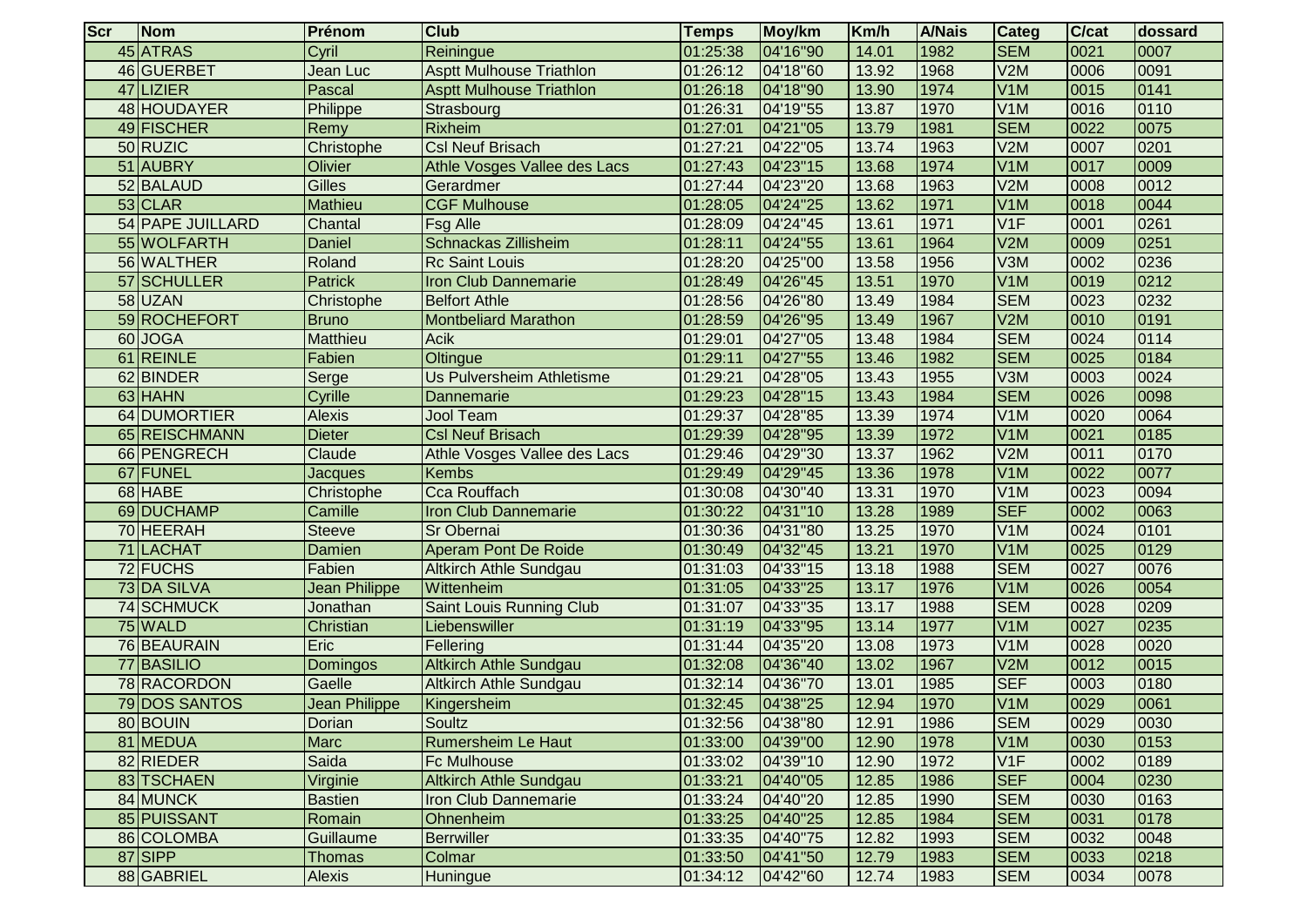| Scr | Nom | Prénom | Club | Temps | Moy/km | Km/h | A/Nais | Categ | C/cat | dossard |
| --- | --- | --- | --- | --- | --- | --- | --- | --- | --- | --- |
| 45 | ATRAS | Cyril | Reiningue | 01:25:38 | 04'16"90 | 14.01 | 1982 | SEM | 0021 | 0007 |
| 46 | GUERBET | Jean Luc | Asptt Mulhouse Triathlon | 01:26:12 | 04'18"60 | 13.92 | 1968 | V2M | 0006 | 0091 |
| 47 | LIZIER | Pascal | Asptt Mulhouse Triathlon | 01:26:18 | 04'18"90 | 13.90 | 1974 | V1M | 0015 | 0141 |
| 48 | HOUDAYER | Philippe | Strasbourg | 01:26:31 | 04'19"55 | 13.87 | 1970 | V1M | 0016 | 0110 |
| 49 | FISCHER | Remy | Rixheim | 01:27:01 | 04'21"05 | 13.79 | 1981 | SEM | 0022 | 0075 |
| 50 | RUZIC | Christophe | Csl Neuf Brisach | 01:27:21 | 04'22"05 | 13.74 | 1963 | V2M | 0007 | 0201 |
| 51 | AUBRY | Olivier | Athle Vosges Vallee des Lacs | 01:27:43 | 04'23"15 | 13.68 | 1974 | V1M | 0017 | 0009 |
| 52 | BALAUD | Gilles | Gerardmer | 01:27:44 | 04'23"20 | 13.68 | 1963 | V2M | 0008 | 0012 |
| 53 | CLAR | Mathieu | CGF Mulhouse | 01:28:05 | 04'24"25 | 13.62 | 1971 | V1M | 0018 | 0044 |
| 54 | PAPE JUILLARD | Chantal | Fsg Alle | 01:28:09 | 04'24"45 | 13.61 | 1971 | V1F | 0001 | 0261 |
| 55 | WOLFARTH | Daniel | Schnackas Zillisheim | 01:28:11 | 04'24"55 | 13.61 | 1964 | V2M | 0009 | 0251 |
| 56 | WALTHER | Roland | Rc Saint Louis | 01:28:20 | 04'25"00 | 13.58 | 1956 | V3M | 0002 | 0236 |
| 57 | SCHULLER | Patrick | Iron Club Dannemarie | 01:28:49 | 04'26"45 | 13.51 | 1970 | V1M | 0019 | 0212 |
| 58 | UZAN | Christophe | Belfort Athle | 01:28:56 | 04'26"80 | 13.49 | 1984 | SEM | 0023 | 0232 |
| 59 | ROCHEFORT | Bruno | Montbeliard Marathon | 01:28:59 | 04'26"95 | 13.49 | 1967 | V2M | 0010 | 0191 |
| 60 | JOGA | Matthieu | Acik | 01:29:01 | 04'27"05 | 13.48 | 1984 | SEM | 0024 | 0114 |
| 61 | REINLE | Fabien | Oltingue | 01:29:11 | 04'27"55 | 13.46 | 1982 | SEM | 0025 | 0184 |
| 62 | BINDER | Serge | Us Pulversheim Athletisme | 01:29:21 | 04'28"05 | 13.43 | 1955 | V3M | 0003 | 0024 |
| 63 | HAHN | Cyrille | Dannemarie | 01:29:23 | 04'28"15 | 13.43 | 1984 | SEM | 0026 | 0098 |
| 64 | DUMORTIER | Alexis | Jool Team | 01:29:37 | 04'28"85 | 13.39 | 1974 | V1M | 0020 | 0064 |
| 65 | REISCHMANN | Dieter | Csl Neuf Brisach | 01:29:39 | 04'28"95 | 13.39 | 1972 | V1M | 0021 | 0185 |
| 66 | PENGRECH | Claude | Athle Vosges Vallee des Lacs | 01:29:46 | 04'29"30 | 13.37 | 1962 | V2M | 0011 | 0170 |
| 67 | FUNEL | Jacques | Kembs | 01:29:49 | 04'29"45 | 13.36 | 1978 | V1M | 0022 | 0077 |
| 68 | HABE | Christophe | Cca Rouffach | 01:30:08 | 04'30"40 | 13.31 | 1970 | V1M | 0023 | 0094 |
| 69 | DUCHAMP | Camille | Iron Club Dannemarie | 01:30:22 | 04'31"10 | 13.28 | 1989 | SEF | 0002 | 0063 |
| 70 | HEERAH | Steeve | Sr Obernai | 01:30:36 | 04'31"80 | 13.25 | 1970 | V1M | 0024 | 0101 |
| 71 | LACHAT | Damien | Aperam Pont De Roide | 01:30:49 | 04'32"45 | 13.21 | 1970 | V1M | 0025 | 0129 |
| 72 | FUCHS | Fabien | Altkirch Athle Sundgau | 01:31:03 | 04'33"15 | 13.18 | 1988 | SEM | 0027 | 0076 |
| 73 | DA SILVA | Jean Philippe | Wittenheim | 01:31:05 | 04'33"25 | 13.17 | 1976 | V1M | 0026 | 0054 |
| 74 | SCHMUCK | Jonathan | Saint Louis Running Club | 01:31:07 | 04'33"35 | 13.17 | 1988 | SEM | 0028 | 0209 |
| 75 | WALD | Christian | Liebenswiller | 01:31:19 | 04'33"95 | 13.14 | 1977 | V1M | 0027 | 0235 |
| 76 | BEAURAIN | Eric | Fellering | 01:31:44 | 04'35"20 | 13.08 | 1973 | V1M | 0028 | 0020 |
| 77 | BASILIO | Domingos | Altkirch Athle Sundgau | 01:32:08 | 04'36"40 | 13.02 | 1967 | V2M | 0012 | 0015 |
| 78 | RACORDON | Gaelle | Altkirch Athle Sundgau | 01:32:14 | 04'36"70 | 13.01 | 1985 | SEF | 0003 | 0180 |
| 79 | DOS SANTOS | Jean Philippe | Kingersheim | 01:32:45 | 04'38"25 | 12.94 | 1970 | V1M | 0029 | 0061 |
| 80 | BOUIN | Dorian | Soultz | 01:32:56 | 04'38"80 | 12.91 | 1986 | SEM | 0029 | 0030 |
| 81 | MEDUA | Marc | Rumersheim Le Haut | 01:33:00 | 04'39"00 | 12.90 | 1978 | V1M | 0030 | 0153 |
| 82 | RIEDER | Saida | Fc Mulhouse | 01:33:02 | 04'39"10 | 12.90 | 1972 | V1F | 0002 | 0189 |
| 83 | TSCHAEN | Virginie | Altkirch Athle Sundgau | 01:33:21 | 04'40"05 | 12.85 | 1986 | SEF | 0004 | 0230 |
| 84 | MUNCK | Bastien | Iron Club Dannemarie | 01:33:24 | 04'40"20 | 12.85 | 1990 | SEM | 0030 | 0163 |
| 85 | PUISSANT | Romain | Ohnenheim | 01:33:25 | 04'40"25 | 12.85 | 1984 | SEM | 0031 | 0178 |
| 86 | COLOMBA | Guillaume | Berrwiller | 01:33:35 | 04'40"75 | 12.82 | 1993 | SEM | 0032 | 0048 |
| 87 | SIPP | Thomas | Colmar | 01:33:50 | 04'41"50 | 12.79 | 1983 | SEM | 0033 | 0218 |
| 88 | GABRIEL | Alexis | Huningue | 01:34:12 | 04'42"60 | 12.74 | 1983 | SEM | 0034 | 0078 |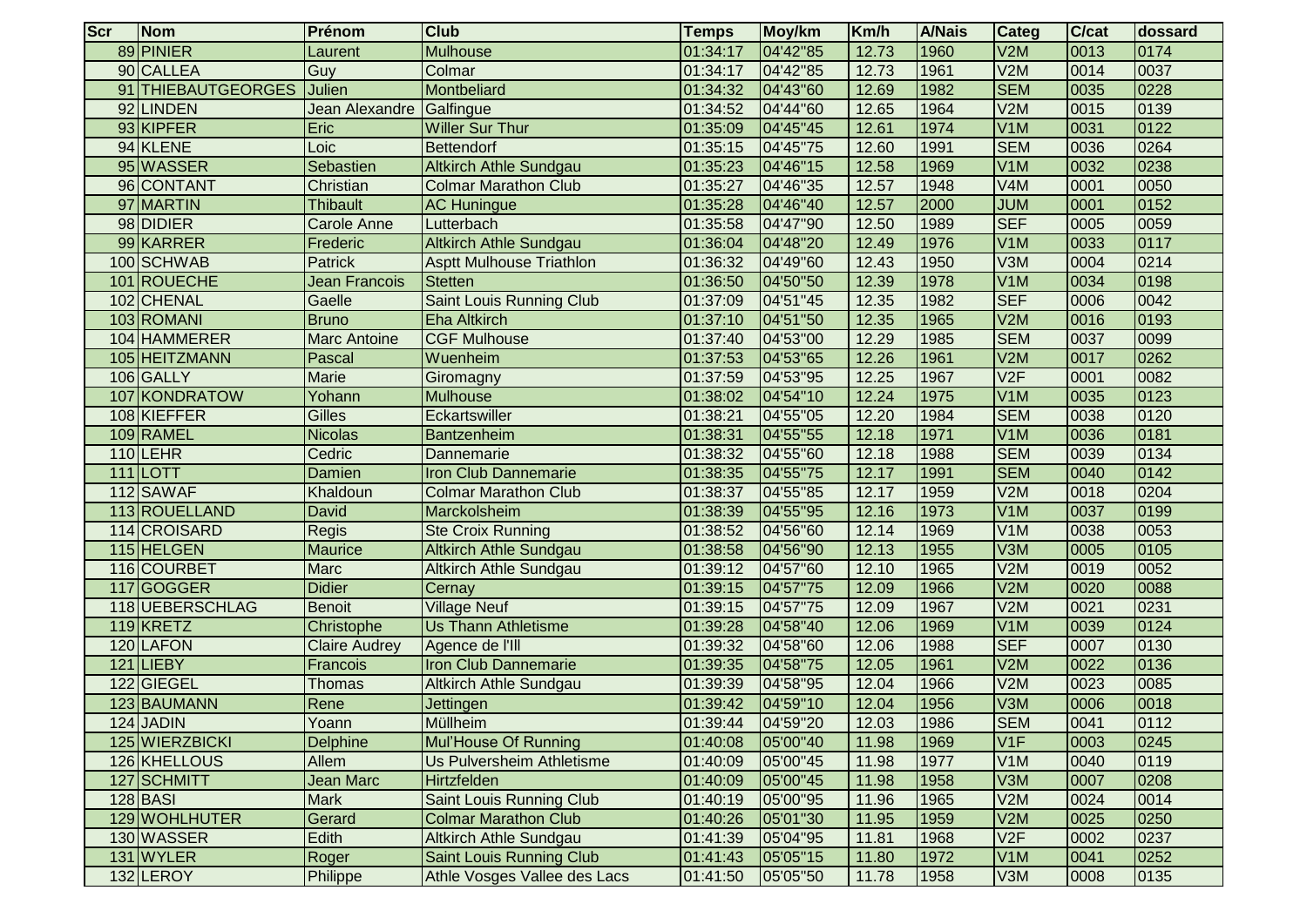| Scr | Nom | Prénom | Club | Temps | Moy/km | Km/h | A/Nais | Categ | C/cat | dossard |
|---|---|---|---|---|---|---|---|---|---|---|
| 89 | PINIER | Laurent | Mulhouse | 01:34:17 | 04'42"85 | 12.73 | 1960 | V2M | 0013 | 0174 |
| 90 | CALLEA | Guy | Colmar | 01:34:17 | 04'42"85 | 12.73 | 1961 | V2M | 0014 | 0037 |
| 91 | THIEBAUTGEORGES | Julien | Montbeliard | 01:34:32 | 04'43"60 | 12.69 | 1982 | SEM | 0035 | 0228 |
| 92 | LINDEN | Jean Alexandre | Galfingue | 01:34:52 | 04'44"60 | 12.65 | 1964 | V2M | 0015 | 0139 |
| 93 | KIPFER | Eric | Willer Sur Thur | 01:35:09 | 04'45"45 | 12.61 | 1974 | V1M | 0031 | 0122 |
| 94 | KLENE | Loic | Bettendorf | 01:35:15 | 04'45"75 | 12.60 | 1991 | SEM | 0036 | 0264 |
| 95 | WASSER | Sebastien | Altkirch Athle Sundgau | 01:35:23 | 04'46"15 | 12.58 | 1969 | V1M | 0032 | 0238 |
| 96 | CONTANT | Christian | Colmar Marathon Club | 01:35:27 | 04'46"35 | 12.57 | 1948 | V4M | 0001 | 0050 |
| 97 | MARTIN | Thibault | AC Huningue | 01:35:28 | 04'46"40 | 12.57 | 2000 | JUM | 0001 | 0152 |
| 98 | DIDIER | Carole Anne | Lutterbach | 01:35:58 | 04'47"90 | 12.50 | 1989 | SEF | 0005 | 0059 |
| 99 | KARRER | Frederic | Altkirch Athle Sundgau | 01:36:04 | 04'48"20 | 12.49 | 1976 | V1M | 0033 | 0117 |
| 100 | SCHWAB | Patrick | Asptt Mulhouse Triathlon | 01:36:32 | 04'49"60 | 12.43 | 1950 | V3M | 0004 | 0214 |
| 101 | ROUECHE | Jean Francois | Stetten | 01:36:50 | 04'50"50 | 12.39 | 1978 | V1M | 0034 | 0198 |
| 102 | CHENAL | Gaelle | Saint Louis Running Club | 01:37:09 | 04'51"45 | 12.35 | 1982 | SEF | 0006 | 0042 |
| 103 | ROMANI | Bruno | Eha Altkirch | 01:37:10 | 04'51"50 | 12.35 | 1965 | V2M | 0016 | 0193 |
| 104 | HAMMERER | Marc Antoine | CGF Mulhouse | 01:37:40 | 04'53"00 | 12.29 | 1985 | SEM | 0037 | 0099 |
| 105 | HEITZMANN | Pascal | Wuenheim | 01:37:53 | 04'53"65 | 12.26 | 1961 | V2M | 0017 | 0262 |
| 106 | GALLY | Marie | Giromagny | 01:37:59 | 04'53"95 | 12.25 | 1967 | V2F | 0001 | 0082 |
| 107 | KONDRATOW | Yohann | Mulhouse | 01:38:02 | 04'54"10 | 12.24 | 1975 | V1M | 0035 | 0123 |
| 108 | KIEFFER | Gilles | Eckartswiller | 01:38:21 | 04'55"05 | 12.20 | 1984 | SEM | 0038 | 0120 |
| 109 | RAMEL | Nicolas | Bantzenheim | 01:38:31 | 04'55"55 | 12.18 | 1971 | V1M | 0036 | 0181 |
| 110 | LEHR | Cedric | Dannemarie | 01:38:32 | 04'55"60 | 12.18 | 1988 | SEM | 0039 | 0134 |
| 111 | LOTT | Damien | Iron Club Dannemarie | 01:38:35 | 04'55"75 | 12.17 | 1991 | SEM | 0040 | 0142 |
| 112 | SAWAF | Khaldoun | Colmar Marathon Club | 01:38:37 | 04'55"85 | 12.17 | 1959 | V2M | 0018 | 0204 |
| 113 | ROUELLAND | David | Marckolsheim | 01:38:39 | 04'55"95 | 12.16 | 1973 | V1M | 0037 | 0199 |
| 114 | CROISARD | Regis | Ste Croix Running | 01:38:52 | 04'56"60 | 12.14 | 1969 | V1M | 0038 | 0053 |
| 115 | HELGEN | Maurice | Altkirch Athle Sundgau | 01:38:58 | 04'56"90 | 12.13 | 1955 | V3M | 0005 | 0105 |
| 116 | COURBET | Marc | Altkirch Athle Sundgau | 01:39:12 | 04'57"60 | 12.10 | 1965 | V2M | 0019 | 0052 |
| 117 | GOGGER | Didier | Cernay | 01:39:15 | 04'57"75 | 12.09 | 1966 | V2M | 0020 | 0088 |
| 118 | UEBERSCHLAG | Benoit | Village Neuf | 01:39:15 | 04'57"75 | 12.09 | 1967 | V2M | 0021 | 0231 |
| 119 | KRETZ | Christophe | Us Thann Athletisme | 01:39:28 | 04'58"40 | 12.06 | 1969 | V1M | 0039 | 0124 |
| 120 | LAFON | Claire Audrey | Agence de l'Ill | 01:39:32 | 04'58"60 | 12.06 | 1988 | SEF | 0007 | 0130 |
| 121 | LIEBY | Francois | Iron Club Dannemarie | 01:39:35 | 04'58"75 | 12.05 | 1961 | V2M | 0022 | 0136 |
| 122 | GIEGEL | Thomas | Altkirch Athle Sundgau | 01:39:39 | 04'58"95 | 12.04 | 1966 | V2M | 0023 | 0085 |
| 123 | BAUMANN | Rene | Jettingen | 01:39:42 | 04'59"10 | 12.04 | 1956 | V3M | 0006 | 0018 |
| 124 | JADIN | Yoann | Müllheim | 01:39:44 | 04'59"20 | 12.03 | 1986 | SEM | 0041 | 0112 |
| 125 | WIERZBICKI | Delphine | Mul'House Of Running | 01:40:08 | 05'00"40 | 11.98 | 1969 | V1F | 0003 | 0245 |
| 126 | KHELLOUS | Allem | Us Pulversheim Athletisme | 01:40:09 | 05'00"45 | 11.98 | 1977 | V1M | 0040 | 0119 |
| 127 | SCHMITT | Jean Marc | Hirtzfelden | 01:40:09 | 05'00"45 | 11.98 | 1958 | V3M | 0007 | 0208 |
| 128 | BASI | Mark | Saint Louis Running Club | 01:40:19 | 05'00"95 | 11.96 | 1965 | V2M | 0024 | 0014 |
| 129 | WOHLHUTER | Gerard | Colmar Marathon Club | 01:40:26 | 05'01"30 | 11.95 | 1959 | V2M | 0025 | 0250 |
| 130 | WASSER | Edith | Altkirch Athle Sundgau | 01:41:39 | 05'04"95 | 11.81 | 1968 | V2F | 0002 | 0237 |
| 131 | WYLER | Roger | Saint Louis Running Club | 01:41:43 | 05'05"15 | 11.80 | 1972 | V1M | 0041 | 0252 |
| 132 | LEROY | Philippe | Athle Vosges Vallee des Lacs | 01:41:50 | 05'05"50 | 11.78 | 1958 | V3M | 0008 | 0135 |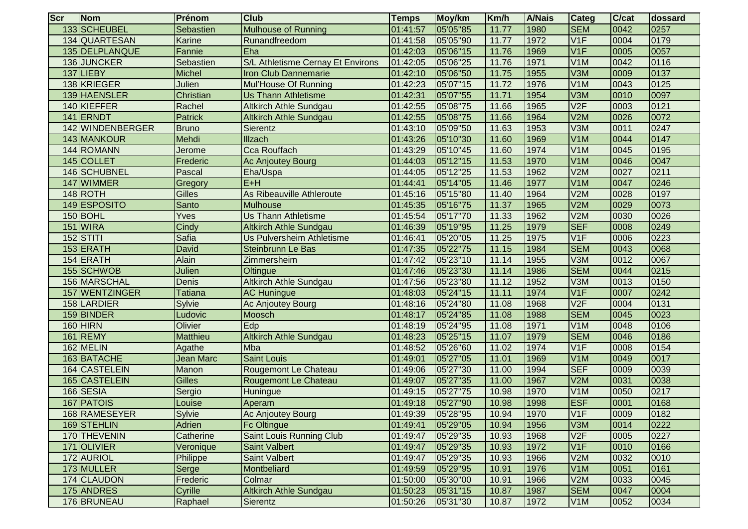| Scr | Nom | Prénom | Club | Temps | Moy/km | Km/h | A/Nais | Categ | C/cat | dossard |
|---|---|---|---|---|---|---|---|---|---|---|
| 133 | SCHEUBEL | Sebastien | Mulhouse of Running | 01:41:57 | 05'05"85 | 11.77 | 1980 | SEM | 0042 | 0257 |
| 134 | QUARTESAN | Karine | Runandfreedom | 01:41:58 | 05'05"90 | 11.77 | 1972 | V1F | 0004 | 0179 |
| 135 | DELPLANQUE | Fannie | Eha | 01:42:03 | 05'06"15 | 11.76 | 1969 | V1F | 0005 | 0057 |
| 136 | JUNCKER | Sebastien | S/L Athletisme Cernay Et Environs | 01:42:05 | 05'06"25 | 11.76 | 1971 | V1M | 0042 | 0116 |
| 137 | LIEBY | Michel | Iron Club Dannemarie | 01:42:10 | 05'06"50 | 11.75 | 1955 | V3M | 0009 | 0137 |
| 138 | KRIEGER | Julien | Mul'House Of Running | 01:42:23 | 05'07"15 | 11.72 | 1976 | V1M | 0043 | 0125 |
| 139 | HAENSLER | Christian | Us Thann Athletisme | 01:42:31 | 05'07"55 | 11.71 | 1954 | V3M | 0010 | 0097 |
| 140 | KIEFFER | Rachel | Altkirch Athle Sundgau | 01:42:55 | 05'08"75 | 11.66 | 1965 | V2F | 0003 | 0121 |
| 141 | ERNDT | Patrick | Altkirch Athle Sundgau | 01:42:55 | 05'08"75 | 11.66 | 1964 | V2M | 0026 | 0072 |
| 142 | WINDENBERGER | Bruno | Sierentz | 01:43:10 | 05'09"50 | 11.63 | 1953 | V3M | 0011 | 0247 |
| 143 | MANKOUR | Mehdi | Illzach | 01:43:26 | 05'10"30 | 11.60 | 1969 | V1M | 0044 | 0147 |
| 144 | ROMANN | Jerome | Cca Rouffach | 01:43:29 | 05'10"45 | 11.60 | 1974 | V1M | 0045 | 0195 |
| 145 | COLLET | Frederic | Ac Anjoutey Bourg | 01:44:03 | 05'12"15 | 11.53 | 1970 | V1M | 0046 | 0047 |
| 146 | SCHUBNEL | Pascal | Eha/Uspa | 01:44:05 | 05'12"25 | 11.53 | 1962 | V2M | 0027 | 0211 |
| 147 | WIMMER | Gregory | E+H | 01:44:41 | 05'14"05 | 11.46 | 1977 | V1M | 0047 | 0246 |
| 148 | ROTH | Gilles | As Ribeauville Athleroute | 01:45:16 | 05'15"80 | 11.40 | 1964 | V2M | 0028 | 0197 |
| 149 | ESPOSITO | Santo | Mulhouse | 01:45:35 | 05'16"75 | 11.37 | 1965 | V2M | 0029 | 0073 |
| 150 | BOHL | Yves | Us Thann Athletisme | 01:45:54 | 05'17"70 | 11.33 | 1962 | V2M | 0030 | 0026 |
| 151 | WIRA | Cindy | Altkirch Athle Sundgau | 01:46:39 | 05'19"95 | 11.25 | 1979 | SEF | 0008 | 0249 |
| 152 | STITI | Safia | Us Pulversheim Athletisme | 01:46:41 | 05'20"05 | 11.25 | 1975 | V1F | 0006 | 0223 |
| 153 | ERATH | David | Steinbrunn Le Bas | 01:47:35 | 05'22"75 | 11.15 | 1984 | SEM | 0043 | 0068 |
| 154 | ERATH | Alain | Zimmersheim | 01:47:42 | 05'23"10 | 11.14 | 1955 | V3M | 0012 | 0067 |
| 155 | SCHWOB | Julien | Oltingue | 01:47:46 | 05'23"30 | 11.14 | 1986 | SEM | 0044 | 0215 |
| 156 | MARSCHAL | Denis | Altkirch Athle Sundgau | 01:47:56 | 05'23"80 | 11.12 | 1952 | V3M | 0013 | 0150 |
| 157 | WENTZINGER | Tatiana | AC Huningue | 01:48:03 | 05'24"15 | 11.11 | 1974 | V1F | 0007 | 0242 |
| 158 | LARDIER | Sylvie | Ac Anjoutey Bourg | 01:48:16 | 05'24"80 | 11.08 | 1968 | V2F | 0004 | 0131 |
| 159 | BINDER | Ludovic | Moosch | 01:48:17 | 05'24"85 | 11.08 | 1988 | SEM | 0045 | 0023 |
| 160 | HIRN | Olivier | Edp | 01:48:19 | 05'24"95 | 11.08 | 1971 | V1M | 0048 | 0106 |
| 161 | REMY | Matthieu | Altkirch Athle Sundgau | 01:48:23 | 05'25"15 | 11.07 | 1979 | SEM | 0046 | 0186 |
| 162 | MELIN | Agathe | Mba | 01:48:52 | 05'26"60 | 11.02 | 1974 | V1F | 0008 | 0154 |
| 163 | BATACHE | Jean Marc | Saint Louis | 01:49:01 | 05'27"05 | 11.01 | 1969 | V1M | 0049 | 0017 |
| 164 | CASTELEIN | Manon | Rougemont Le Chateau | 01:49:06 | 05'27"30 | 11.00 | 1994 | SEF | 0009 | 0039 |
| 165 | CASTELEIN | Gilles | Rougemont Le Chateau | 01:49:07 | 05'27"35 | 11.00 | 1967 | V2M | 0031 | 0038 |
| 166 | SESIA | Sergio | Huningue | 01:49:15 | 05'27"75 | 10.98 | 1970 | V1M | 0050 | 0217 |
| 167 | PATOIS | Louise | Aperam | 01:49:18 | 05'27"90 | 10.98 | 1998 | ESF | 0001 | 0168 |
| 168 | RAMESEYER | Sylvie | Ac Anjoutey Bourg | 01:49:39 | 05'28"95 | 10.94 | 1970 | V1F | 0009 | 0182 |
| 169 | STEHLIN | Adrien | Fc Oltingue | 01:49:41 | 05'29"05 | 10.94 | 1956 | V3M | 0014 | 0222 |
| 170 | THEVENIN | Catherine | Saint Louis Running Club | 01:49:47 | 05'29"35 | 10.93 | 1968 | V2F | 0005 | 0227 |
| 171 | OLIVIER | Veronique | Saint Valbert | 01:49:47 | 05'29"35 | 10.93 | 1972 | V1F | 0010 | 0166 |
| 172 | AURIOL | Philippe | Saint Valbert | 01:49:47 | 05'29"35 | 10.93 | 1966 | V2M | 0032 | 0010 |
| 173 | MULLER | Serge | Montbeliard | 01:49:59 | 05'29"95 | 10.91 | 1976 | V1M | 0051 | 0161 |
| 174 | CLAUDON | Frederic | Colmar | 01:50:00 | 05'30"00 | 10.91 | 1966 | V2M | 0033 | 0045 |
| 175 | ANDRES | Cyrille | Altkirch Athle Sundgau | 01:50:23 | 05'31"15 | 10.87 | 1987 | SEM | 0047 | 0004 |
| 176 | BRUNEAU | Raphael | Sierentz | 01:50:26 | 05'31"30 | 10.87 | 1972 | V1M | 0052 | 0034 |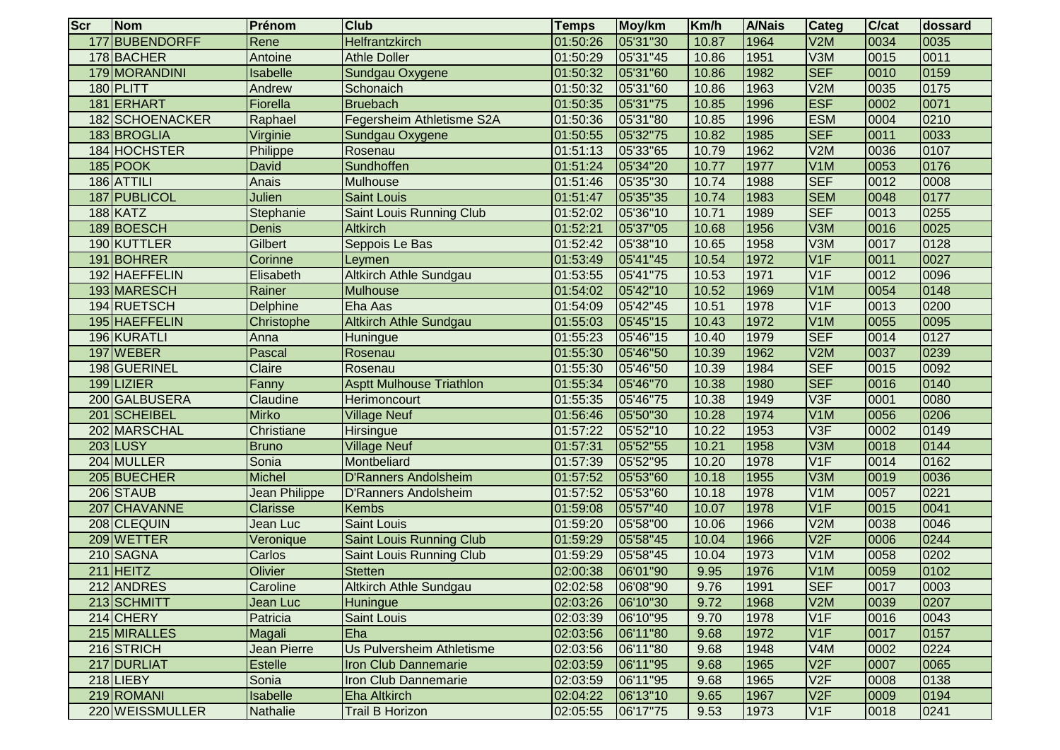| Scr | Nom | Prénom | Club | Temps | Moy/km | Km/h | A/Nais | Categ | C/cat | dossard |
|---|---|---|---|---|---|---|---|---|---|---|
| 177 | BUBENDORFF | Rene | Helfrantzkirch | 01:50:26 | 05'31"30 | 10.87 | 1964 | V2M | 0034 | 0035 |
| 178 | BACHER | Antoine | Athle Doller | 01:50:29 | 05'31"45 | 10.86 | 1951 | V3M | 0015 | 0011 |
| 179 | MORANDINI | Isabelle | Sundgau Oxygene | 01:50:32 | 05'31"60 | 10.86 | 1982 | SEF | 0010 | 0159 |
| 180 | PLITT | Andrew | Schonaich | 01:50:32 | 05'31"60 | 10.86 | 1963 | V2M | 0035 | 0175 |
| 181 | ERHART | Fiorella | Bruebach | 01:50:35 | 05'31"75 | 10.85 | 1996 | ESF | 0002 | 0071 |
| 182 | SCHOENACKER | Raphael | Fegersheim Athletisme S2A | 01:50:36 | 05'31"80 | 10.85 | 1996 | ESM | 0004 | 0210 |
| 183 | BROGLIA | Virginie | Sundgau Oxygene | 01:50:55 | 05'32"75 | 10.82 | 1985 | SEF | 0011 | 0033 |
| 184 | HOCHSTER | Philippe | Rosenau | 01:51:13 | 05'33"65 | 10.79 | 1962 | V2M | 0036 | 0107 |
| 185 | POOK | David | Sundhoffen | 01:51:24 | 05'34"20 | 10.77 | 1977 | V1M | 0053 | 0176 |
| 186 | ATTILI | Anais | Mulhouse | 01:51:46 | 05'35"30 | 10.74 | 1988 | SEF | 0012 | 0008 |
| 187 | PUBLICOL | Julien | Saint Louis | 01:51:47 | 05'35"35 | 10.74 | 1983 | SEM | 0048 | 0177 |
| 188 | KATZ | Stephanie | Saint Louis Running Club | 01:52:02 | 05'36"10 | 10.71 | 1989 | SEF | 0013 | 0255 |
| 189 | BOESCH | Denis | Altkirch | 01:52:21 | 05'37"05 | 10.68 | 1956 | V3M | 0016 | 0025 |
| 190 | KUTTLER | Gilbert | Seppois Le Bas | 01:52:42 | 05'38"10 | 10.65 | 1958 | V3M | 0017 | 0128 |
| 191 | BOHRER | Corinne | Leymen | 01:53:49 | 05'41"45 | 10.54 | 1972 | V1F | 0011 | 0027 |
| 192 | HAEFFELIN | Elisabeth | Altkirch Athle Sundgau | 01:53:55 | 05'41"75 | 10.53 | 1971 | V1F | 0012 | 0096 |
| 193 | MARESCH | Rainer | Mulhouse | 01:54:02 | 05'42"10 | 10.52 | 1969 | V1M | 0054 | 0148 |
| 194 | RUETSCH | Delphine | Eha Aas | 01:54:09 | 05'42"45 | 10.51 | 1978 | V1F | 0013 | 0200 |
| 195 | HAEFFELIN | Christophe | Altkirch Athle Sundgau | 01:55:03 | 05'45"15 | 10.43 | 1972 | V1M | 0055 | 0095 |
| 196 | KURATLI | Anna | Huningue | 01:55:23 | 05'46"15 | 10.40 | 1979 | SEF | 0014 | 0127 |
| 197 | WEBER | Pascal | Rosenau | 01:55:30 | 05'46"50 | 10.39 | 1962 | V2M | 0037 | 0239 |
| 198 | GUERINEL | Claire | Rosenau | 01:55:30 | 05'46"50 | 10.39 | 1984 | SEF | 0015 | 0092 |
| 199 | LIZIER | Fanny | Asptt Mulhouse Triathlon | 01:55:34 | 05'46"70 | 10.38 | 1980 | SEF | 0016 | 0140 |
| 200 | GALBUSERA | Claudine | Herimoncourt | 01:55:35 | 05'46"75 | 10.38 | 1949 | V3F | 0001 | 0080 |
| 201 | SCHEIBEL | Mirko | Village Neuf | 01:56:46 | 05'50"30 | 10.28 | 1974 | V1M | 0056 | 0206 |
| 202 | MARSCHAL | Christiane | Hirsingue | 01:57:22 | 05'52"10 | 10.22 | 1953 | V3F | 0002 | 0149 |
| 203 | LUSY | Bruno | Village Neuf | 01:57:31 | 05'52"55 | 10.21 | 1958 | V3M | 0018 | 0144 |
| 204 | MULLER | Sonia | Montbeliard | 01:57:39 | 05'52"95 | 10.20 | 1978 | V1F | 0014 | 0162 |
| 205 | BUECHER | Michel | D'Ranners Andolsheim | 01:57:52 | 05'53"60 | 10.18 | 1955 | V3M | 0019 | 0036 |
| 206 | STAUB | Jean Philippe | D'Ranners Andolsheim | 01:57:52 | 05'53"60 | 10.18 | 1978 | V1M | 0057 | 0221 |
| 207 | CHAVANNE | Clarisse | Kembs | 01:59:08 | 05'57"40 | 10.07 | 1978 | V1F | 0015 | 0041 |
| 208 | CLEQUIN | Jean Luc | Saint Louis | 01:59:20 | 05'58"00 | 10.06 | 1966 | V2M | 0038 | 0046 |
| 209 | WETTER | Veronique | Saint Louis Running Club | 01:59:29 | 05'58"45 | 10.04 | 1966 | V2F | 0006 | 0244 |
| 210 | SAGNA | Carlos | Saint Louis Running Club | 01:59:29 | 05'58"45 | 10.04 | 1973 | V1M | 0058 | 0202 |
| 211 | HEITZ | Olivier | Stetten | 02:00:38 | 06'01"90 | 9.95 | 1976 | V1M | 0059 | 0102 |
| 212 | ANDRES | Caroline | Altkirch Athle Sundgau | 02:02:58 | 06'08"90 | 9.76 | 1991 | SEF | 0017 | 0003 |
| 213 | SCHMITT | Jean Luc | Huningue | 02:03:26 | 06'10"30 | 9.72 | 1968 | V2M | 0039 | 0207 |
| 214 | CHERY | Patricia | Saint Louis | 02:03:39 | 06'10"95 | 9.70 | 1978 | V1F | 0016 | 0043 |
| 215 | MIRALLES | Magali | Eha | 02:03:56 | 06'11"80 | 9.68 | 1972 | V1F | 0017 | 0157 |
| 216 | STRICH | Jean Pierre | Us Pulversheim Athletisme | 02:03:56 | 06'11"80 | 9.68 | 1948 | V4M | 0002 | 0224 |
| 217 | DURLIAT | Estelle | Iron Club Dannemarie | 02:03:59 | 06'11"95 | 9.68 | 1965 | V2F | 0007 | 0065 |
| 218 | LIEBY | Sonia | Iron Club Dannemarie | 02:03:59 | 06'11"95 | 9.68 | 1965 | V2F | 0008 | 0138 |
| 219 | ROMANI | Isabelle | Eha Altkirch | 02:04:22 | 06'13"10 | 9.65 | 1967 | V2F | 0009 | 0194 |
| 220 | WEISSMULLER | Nathalie | Trail B Horizon | 02:05:55 | 06'17"75 | 9.53 | 1973 | V1F | 0018 | 0241 |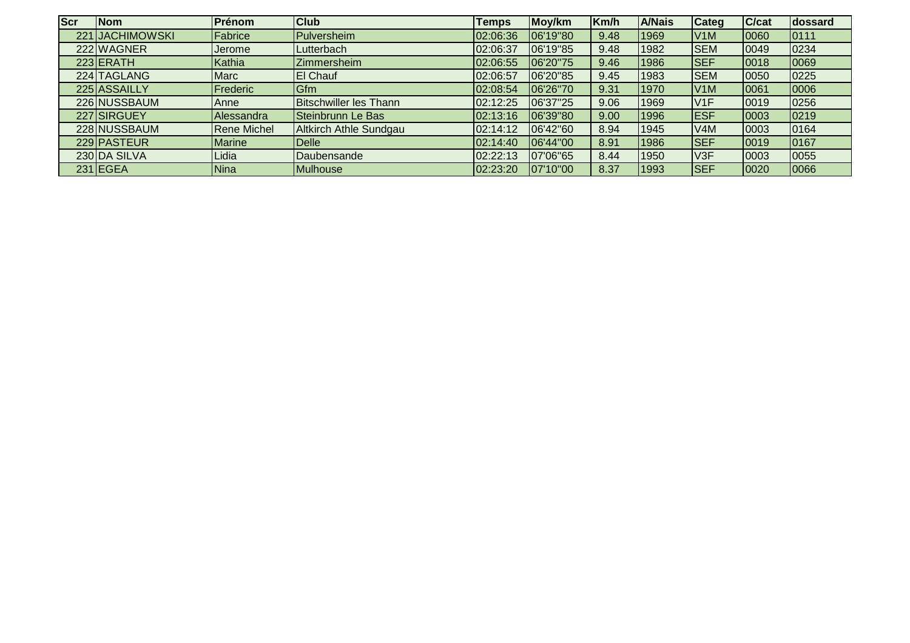| Scr | Nom | Prénom | Club | Temps | Moy/km | Km/h | A/Nais | Categ | C/cat | dossard |
|---|---|---|---|---|---|---|---|---|---|---|
| 221 | JACHIMOWSKI | Fabrice | Pulversheim | 02:06:36 | 06'19"80 | 9.48 | 1969 | V1M | 0060 | 0111 |
| 222 | WAGNER | Jerome | Lutterbach | 02:06:37 | 06'19"85 | 9.48 | 1982 | SEM | 0049 | 0234 |
| 223 | ERATH | Kathia | Zimmersheim | 02:06:55 | 06'20"75 | 9.46 | 1986 | SEF | 0018 | 0069 |
| 224 | TAGLANG | Marc | El Chauf | 02:06:57 | 06'20"85 | 9.45 | 1983 | SEM | 0050 | 0225 |
| 225 | ASSAILLY | Frederic | Gfm | 02:08:54 | 06'26"70 | 9.31 | 1970 | V1M | 0061 | 0006 |
| 226 | NUSSBAUM | Anne | Bitschwiller les Thann | 02:12:25 | 06'37"25 | 9.06 | 1969 | V1F | 0019 | 0256 |
| 227 | SIRGUEY | Alessandra | Steinbrunn Le Bas | 02:13:16 | 06'39"80 | 9.00 | 1996 | ESF | 0003 | 0219 |
| 228 | NUSSBAUM | Rene Michel | Altkirch Athle Sundgau | 02:14:12 | 06'42"60 | 8.94 | 1945 | V4M | 0003 | 0164 |
| 229 | PASTEUR | Marine | Delle | 02:14:40 | 06'44"00 | 8.91 | 1986 | SEF | 0019 | 0167 |
| 230 | DA SILVA | Lidia | Daubensande | 02:22:13 | 07'06"65 | 8.44 | 1950 | V3F | 0003 | 0055 |
| 231 | EGEA | Nina | Mulhouse | 02:23:20 | 07'10"00 | 8.37 | 1993 | SEF | 0020 | 0066 |